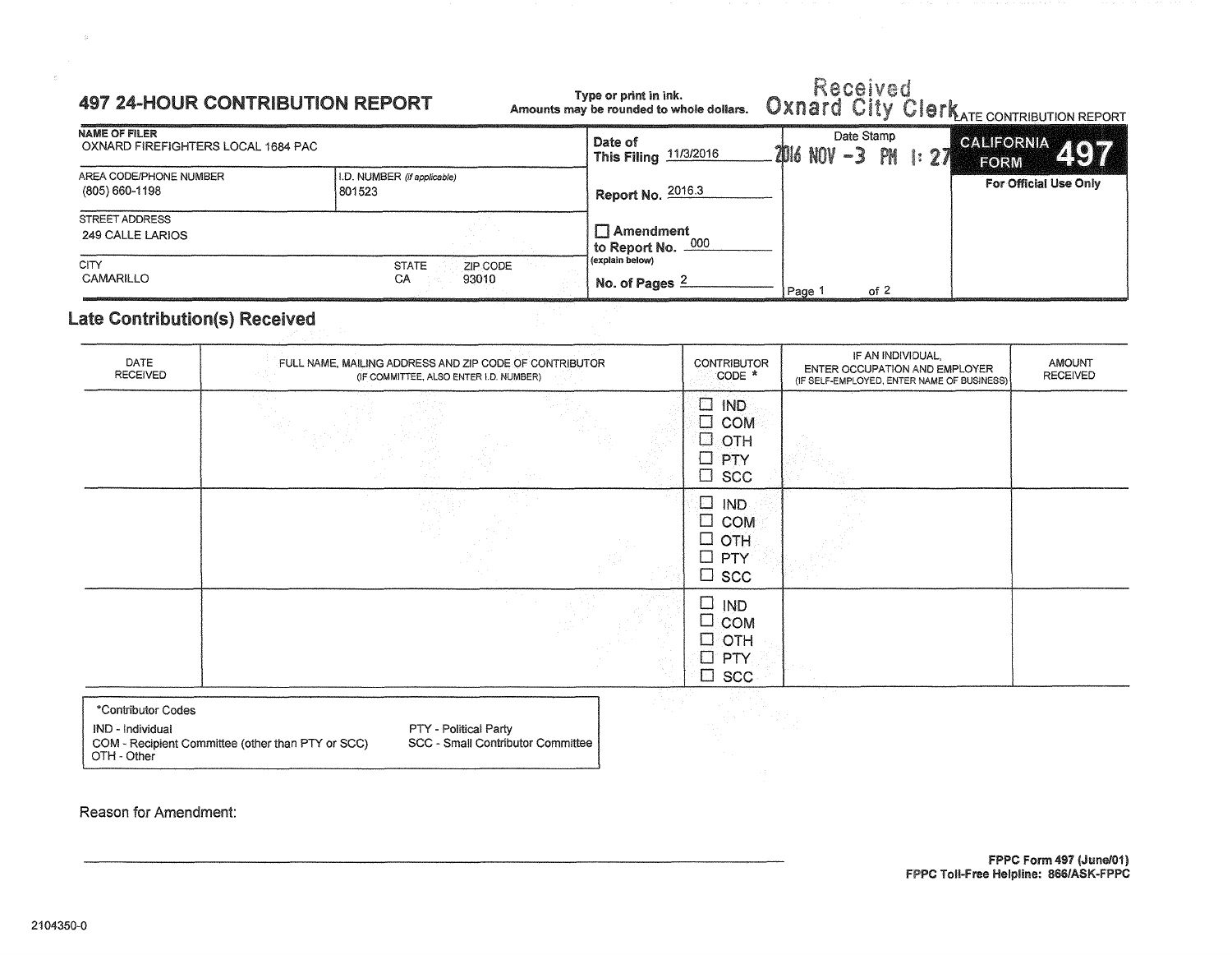# 497 24-HOUR CONTRIBUTION REPORT

Type or print in ink.
Amounts may be rounded to whole dollars.

Received
Oxnard City Clerk

LATE CONTRIBUTION REPORT

| NAME OF FILER | | | Date of This Filing | Date Stamp | CALIFORNIA FORM 497 |
|---|---|---|---|---|---|
| OXNARD FIREFIGHTERS LOCAL 1684 PAC | | | 11/3/2016 | 2016 NOV -3 PM 1:27 | For Official Use Only |
| AREA CODE/PHONE NUMBER | I.D. NUMBER (if applicable) | | Report No. 2016.3 | | |
| (805) 660-1198 | 801523 | | | | |
| STREET ADDRESS | | | ☐ Amendment to Report No. 000 (explain below) | | |
| 249 CALLE LARIOS | | | | | |
| CITY | STATE | ZIP CODE | No. of Pages 2 | Page 1 of 2 | |
| CAMARILLO | CA | 93010 | | | |

## Late Contribution(s) Received

| DATE RECEIVED | FULL NAME, MAILING ADDRESS AND ZIP CODE OF CONTRIBUTOR (IF COMMITTEE, ALSO ENTER I.D. NUMBER) | CONTRIBUTOR CODE * | IF AN INDIVIDUAL, ENTER OCCUPATION AND EMPLOYER (IF SELF-EMPLOYED, ENTER NAME OF BUSINESS) | AMOUNT RECEIVED |
|---|---|---|---|---|
| | | ☐ IND ☐ COM ☐ OTH ☐ PTY ☐ SCC | | |
| | | ☐ IND ☐ COM ☐ OTH ☐ PTY ☐ SCC | | |
| | | ☐ IND ☐ COM ☐ OTH ☐ PTY ☐ SCC | | |

*Contributor Codes

- IND - Individual
- COM - Recipient Committee (other than PTY or SCC)
- OTH - Other
- PTY - Political Party
- SCC - Small Contributor Committee

Reason for Amendment:

FPPC Form 497 (June/01)
FPPC Toll-Free Helpline: 866/ASK-FPPC

2104350-0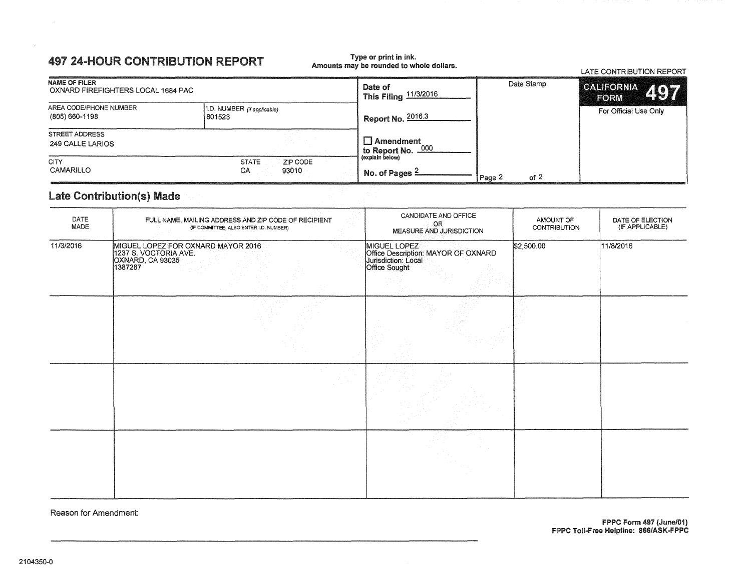# 497 24-HOUR CONTRIBUTION REPORT

**Type or print in ink.**
**Amounts may be rounded to whole dollars.**

LATE CONTRIBUTION REPORT

**CALIFORNIA FORM 497**

For Official Use Only

| | | |
|---|---|---|
| **NAME OF FILER** OXNARD FIREFIGHTERS LOCAL 1684 PAC | | **Date of This Filing** 11/3/2016 |
| AREA CODE/PHONE NUMBER (805) 660-1198 | I.D. NUMBER *(if applicable)* 801523 | **Report No.** 2016.3 |
| STREET ADDRESS 249 CALLE LARIOS | | ☐ **Amendment to Report No.** 000 (explain below) |
| CITY CAMARILLO | STATE CA ZIP CODE 93010 | **No. of Pages** 2 |

Date Stamp

Page 2 of 2

## Late Contribution(s) Made

| DATE MADE | FULL NAME, MAILING ADDRESS AND ZIP CODE OF RECIPIENT (IF COMMITTEE, ALSO ENTER I.D. NUMBER) | CANDIDATE AND OFFICE OR MEASURE AND JURISDICTION | AMOUNT OF CONTRIBUTION | DATE OF ELECTION (IF APPLICABLE) |
|---|---|---|---|---|
| 11/3/2016 | MIGUEL LOPEZ FOR OXNARD MAYOR 2016<br>1237 S. VOCTORIA AVE.<br>OXNARD, CA 93035<br>1387287 | MIGUEL LOPEZ<br>Office Description: MAYOR OF OXNARD<br>Jurisdiction: Local<br>Office Sought | $2,500.00 | 11/8/2016 |
| | | | | |
| | | | | |
| | | | | |

Reason for Amendment:

**FPPC Form 497 (June/01)**
**FPPC Toll-Free Helpline: 866/ASK-FPPC**

2104350-0